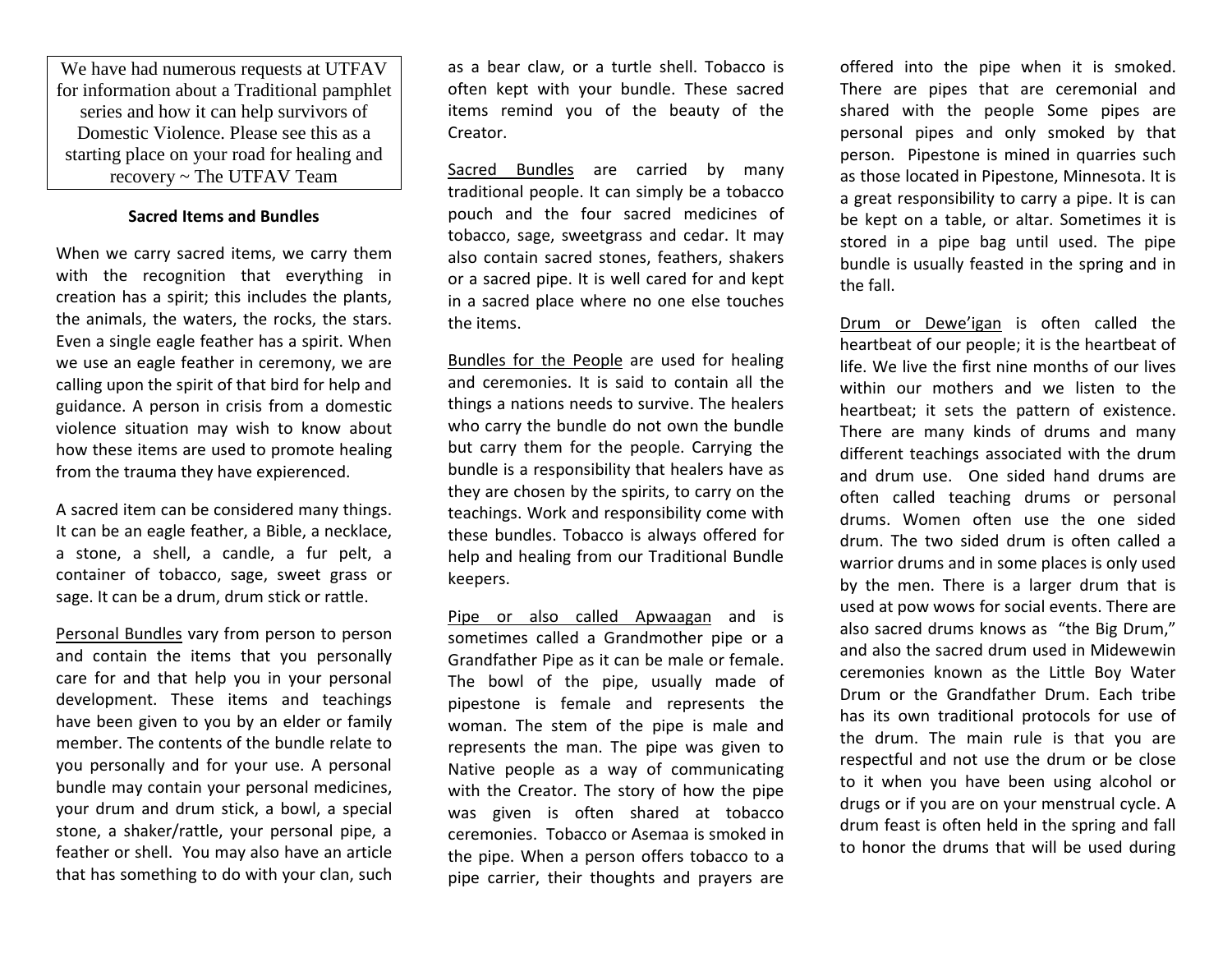We have had numerous requests at UTFAV for information about a Traditional pamphlet series and how it can help survivors of Domestic Violence. Please see this as a starting place on your road for healing and recovery ~ The UTFAV Team

**Sacred Items and Bundles**

When we carry sacred items, we carry them with the recognition that everything in creation has a spirit; this includes the plants, the animals, the waters, the rocks, the stars. Even a single eagle feather has a spirit. When we use an eagle feather in ceremony, we are calling upon the spirit of that bird for help and guidance. A person in crisis from a domestic violence situation may wish to know about how these items are used to promote healing from the trauma they have expierenced.

A sacred item can be considered many things. It can be an eagle feather, a Bible, a necklace, a stone, a shell, a candle, a fur pelt, a container of tobacco, sage, sweet grass or sage. It can be a drum, drum stick or rattle.

<u>Personal Bundles</u> vary from person to person and contain the items that you personally care for and that help you in your personal development. These items and teachings have been given to you by an elder or family member. The contents of the bundle relate to you personally and for your use. A personal bundle may contain your personal medicines, your drum and drum stick, a bowl, a special stone, a shaker/rattle, your personal pipe, a feather or shell. You may also have an article that has something to do with your clan, such as a bear claw, or a turtle shell. Tobacco is often kept with your bundle. These sacred items remind you of the beauty of the Creator.

<u>Sacred Bundles</u> are carried by many traditional people. It can simply be a tobacco pouch and the four sacred medicines of tobacco, sage, sweetgrass and cedar. It may also contain sacred stones, feathers, shakers or a sacred pipe. It is well cared for and kept in a sacred place where no one else touches the items.

<u>Bundles for the People</u> are used for healing and ceremonies. It is said to contain all the things a nations needs to survive. The healers who carry the bundle do not own the bundle but carry them for the people. Carrying the bundle is a responsibility that healers have as they are chosen by the spirits, to carry on the teachings. Work and responsibility come with these bundles. Tobacco is always offered for help and healing from our Traditional Bundle keepers.

<u>Pipe or also called Apwaagan</u> and is sometimes called a Grandmother pipe or a Grandfather Pipe as it can be male or female. The bowl of the pipe, usually made of pipestone is female and represents the woman. The stem of the pipe is male and represents the man. The pipe was given to Native people as a way of communicating with the Creator. The story of how the pipe was given is often shared at tobacco ceremonies. Tobacco or Asemaa is smoked in the pipe. When a person offers tobacco to a pipe carrier, their thoughts and prayers are offered into the pipe when it is smoked. There are pipes that are ceremonial and shared with the people Some pipes are personal pipes and only smoked by that person. Pipestone is mined in quarries such as those located in Pipestone, Minnesota. It is a great responsibility to carry a pipe. It is can be kept on a table, or altar. Sometimes it is stored in a pipe bag until used. The pipe bundle is usually feasted in the spring and in the fall.

<u>Drum or Dewe'igan</u> is often called the heartbeat of our people; it is the heartbeat of life. We live the first nine months of our lives within our mothers and we listen to the heartbeat; it sets the pattern of existence. There are many kinds of drums and many different teachings associated with the drum and drum use. One sided hand drums are often called teaching drums or personal drums. Women often use the one sided drum. The two sided drum is often called a warrior drums and in some places is only used by the men. There is a larger drum that is used at pow wows for social events. There are also sacred drums knows as "the Big Drum," and also the sacred drum used in Midewewin ceremonies known as the Little Boy Water Drum or the Grandfather Drum. Each tribe has its own traditional protocols for use of the drum. The main rule is that you are respectful and not use the drum or be close to it when you have been using alcohol or drugs or if you are on your menstrual cycle. A drum feast is often held in the spring and fall to honor the drums that will be used during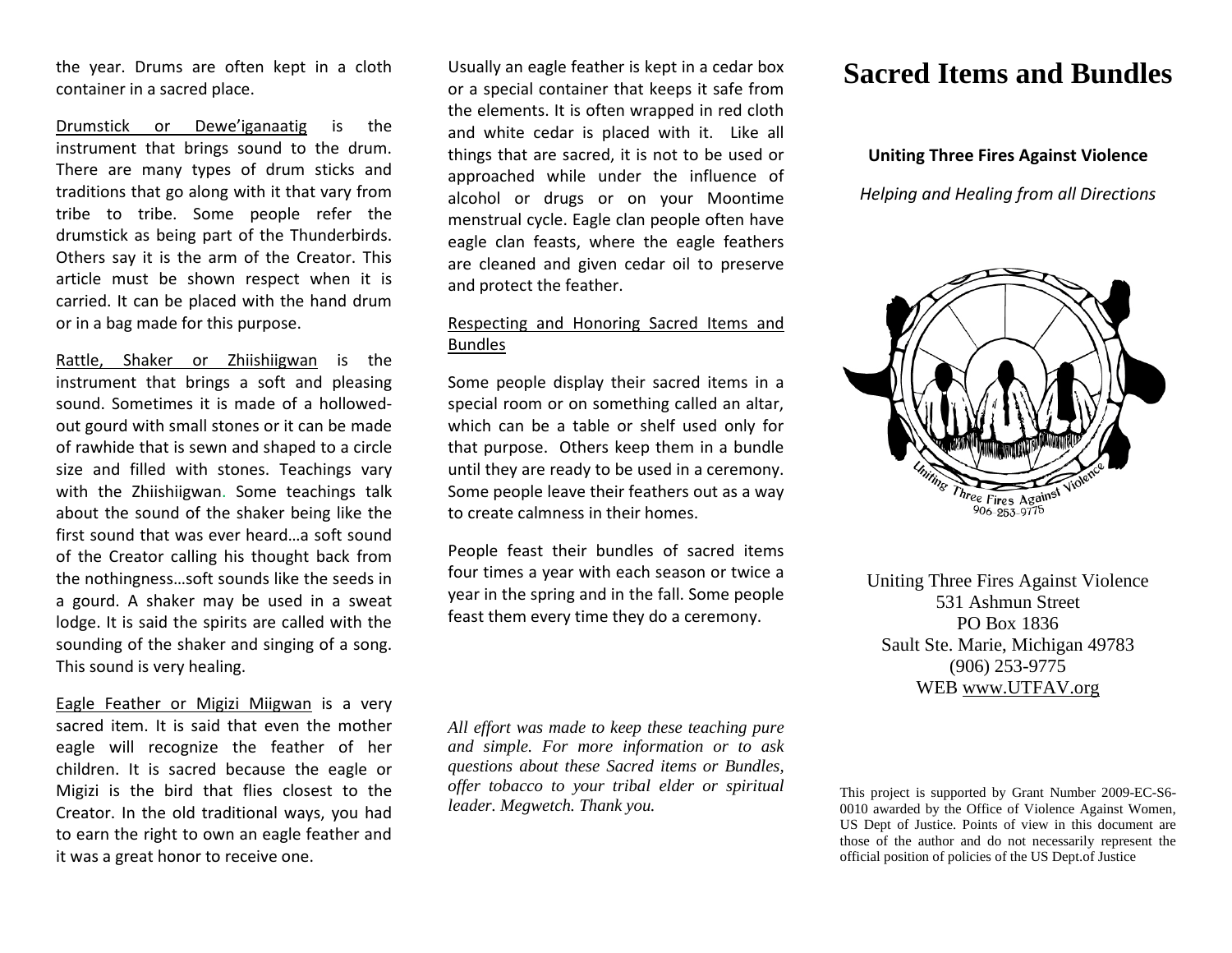the year. Drums are often kept in a cloth container in a sacred place.

Drumstick or Dewe'iganaatig is the instrument that brings sound to the drum. There are many types of drum sticks and traditions that go along with it that vary from tribe to tribe. Some people refer the drumstick as being part of the Thunderbirds. Others say it is the arm of the Creator. This article must be shown respect when it is carried. It can be placed with the hand drum or in a bag made for this purpose.

Rattle, Shaker or Zhiishiigwan is the instrument that brings a soft and pleasing sound. Sometimes it is made of a hollowed-out gourd with small stones or it can be made of rawhide that is sewn and shaped to a circle size and filled with stones. Teachings vary with the Zhiishiigwan. Some teachings talk about the sound of the shaker being like the first sound that was ever heard…a soft sound of the Creator calling his thought back from the nothingness…soft sounds like the seeds in a gourd. A shaker may be used in a sweat lodge. It is said the spirits are called with the sounding of the shaker and singing of a song. This sound is very healing.

Eagle Feather or Migizi Miigwan is a very sacred item. It is said that even the mother eagle will recognize the feather of her children. It is sacred because the eagle or Migizi is the bird that flies closest to the Creator. In the old traditional ways, you had to earn the right to own an eagle feather and it was a great honor to receive one.

Usually an eagle feather is kept in a cedar box or a special container that keeps it safe from the elements. It is often wrapped in red cloth and white cedar is placed with it. Like all things that are sacred, it is not to be used or approached while under the influence of alcohol or drugs or on your Moontime menstrual cycle. Eagle clan people often have eagle clan feasts, where the eagle feathers are cleaned and given cedar oil to preserve and protect the feather.

Respecting and Honoring Sacred Items and Bundles

Some people display their sacred items in a special room or on something called an altar, which can be a table or shelf used only for that purpose. Others keep them in a bundle until they are ready to be used in a ceremony. Some people leave their feathers out as a way to create calmness in their homes.

People feast their bundles of sacred items four times a year with each season or twice a year in the spring and in the fall. Some people feast them every time they do a ceremony.

*All effort was made to keep these teaching pure and simple. For more information or to ask questions about these Sacred items or Bundles, offer tobacco to your tribal elder or spiritual leader. Megwetch. Thank you.*

# Sacred Items and Bundles

**Uniting Three Fires Against Violence**

*Helping and Healing from all Directions*

Uniting Three Fires Against Violence
906-253-9775

Uniting Three Fires Against Violence
531 Ashmun Street
PO Box 1836
Sault Ste. Marie, Michigan 49783
(906) 253-9775
WEB www.UTFAV.org

This project is supported by Grant Number 2009-EC-S6-0010 awarded by the Office of Violence Against Women, US Dept of Justice. Points of view in this document are those of the author and do not necessarily represent the official position of policies of the US Dept.of Justice